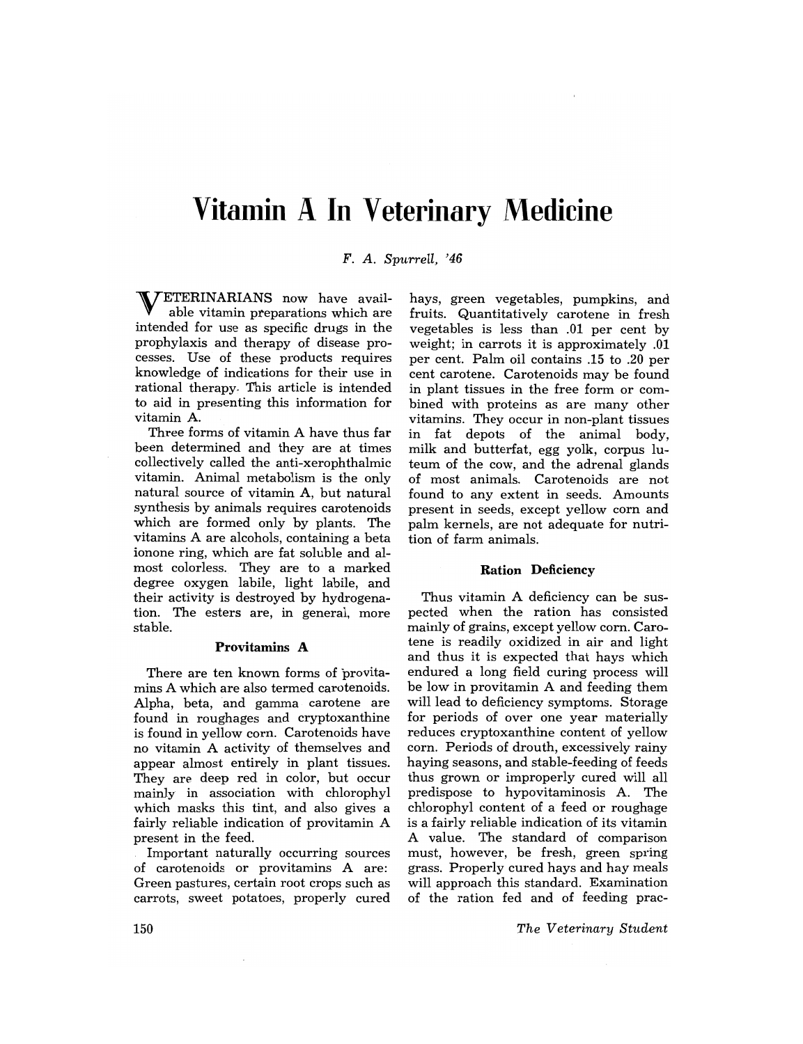# Vitamin A In Veterinary Medicine

*F. A. Spurrell, '46*

VETERINARIANS now have available vitamin preparations which are intended for use as specific drugs in the prophylaxis and therapy of disease processes. Use of these products requires knowledge of indications for their use in rational therapy. This article is intended to aid in presenting this information for vitamin A.

Three forms of vitamin A have thus far been determined and they are at times collectively called the anti-xerophthalmic vitamin. Animal metabolism is the only natural source of vitamin A, but natural synthesis by animals requires carotenoids which are formed only by plants. The vitamins A are alcohols, containing a beta ionone ring, which are fat soluble and almost colorless. They are to a marked degree oxygen labile, light labile, and their activity is destroyed by hydrogenation. The esters are, in general, more stable.

### Provitamins A

There are ten known forms of provitamins A which are also termed carotenoids. Alpha, beta, and gamma carotene are found in roughages and cryptoxanthine is found in yellow corn. Carotenoids have no vitamin A activity of themselves and appear almost entirely in plant tissues. They are deep red in color, but occur mainly in association with chlorophyl which masks this tint, and also gives a fairly reliable indication of provitamin A present in the feed.

Important naturally occurring sources of carotenoids or provitamins A are: Green pastures, certain root crops such as carrots, sweet potatoes, properly cured hays, green vegetables, pumpkins, and fruits. Quantitatively carotene in fresh vegetables is less than .01 per cent by weight; in carrots it is approximately .01 per cent. Palm oil contains .15 to .20 per cent carotene. Carotenoids may be found in plant tissues in the free form or combined with proteins as are many other vitamins. They occur in non-plant tissues in fat depots of the animal body, milk and butterfat, egg yolk, corpus luteum of the cow, and the adrenal glands of most animals. Carotenoids are not found to any extent in seeds. Amounts present in seeds, except yellow corn and palm kernels, are not adequate for nutrition of farm animals.

### Ration Deficiency

Thus vitamin A deficiency can be suspected when the ration has consisted mainly of grains, except yellow corn. Carotene is readily oxidized in air and light and thus it is expected that hays which endured a long field curing process will be low in provitamin A and feeding them will lead to deficiency symptoms. Storage for periods of over one year materially reduces cryptoxanthine content of yellow corn. Periods of drouth, excessively rainy haying seasons, and stable-feeding of feeds thus grown or improperly cured will all predispose to hypovitaminosis A. The chlorophyl content of a feed or roughage is a fairly reliable indication of its vitamin A value. The standard of comparison must, however, be fresh, green spring grass. Properly cured hays and hay meals will approach this standard. Examination of the ration fed and of feeding prac-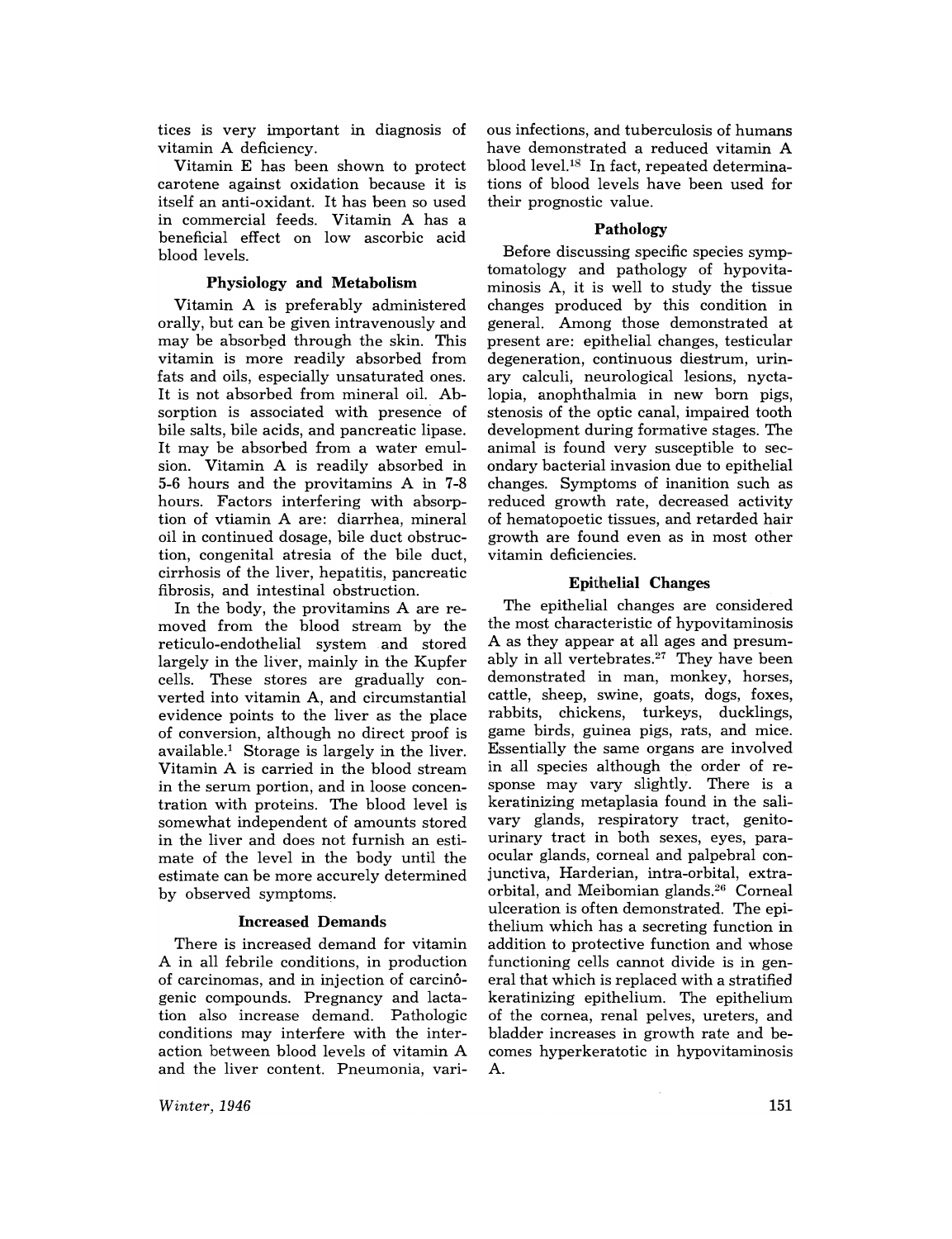tices is very important in diagnosis of vitamin A deficiency.

Vitamin E has been shown to protect carotene against oxidation because it is itself an anti-oxidant. It has been so used in commercial feeds. Vitamin A has a beneficial effect on low ascorbic acid blood levels.

### Physiology and Metabolism

Vitamin A is preferably administered orally, but can be given intravenously and may be absorbed through the skin. This vitamin is more readily absorbed from fats and oils, especially unsaturated ones. It is not absorbed from mineral oil. Absorption is associated with presence of bile salts, bile acids, and pancreatic lipase. It may be absorbed from a water emulsion. Vitamin A is readily absorbed in 5-6 hours and the provitamins A in 7-8 hours. Factors interfering with absorption of vtiamin A are: diarrhea, mineral oil in continued dosage, bile duct obstruction, congenital atresia of the bile duct, cirrhosis of the liver, hepatitis, pancreatic fibrosis, and intestinal obstruction.

In the body, the provitamins A are removed from the blood stream by the reticulo-endothelial system and stored largely in the liver, mainly in the Kupfer cells. These stores are gradually converted into vitamin A, and circumstantial evidence points to the liver as the place of conversion, although no direct proof is available.[1] Storage is largely in the liver. Vitamin A is carried in the blood stream in the serum portion, and in loose concentration with proteins. The blood level is somewhat independent of amounts stored in the liver and does not furnish an estimate of the level in the body until the estimate can be more accurely determined by observed symptoms.

### Increased Demands

There is increased demand for vitamin A in all febrile conditions, in production of carcinomas, and in injection of carcinógenic compounds. Pregnancy and lactation also increase demand. Pathologic conditions may interfere with the interaction between blood levels of vitamin A and the liver content. Pneumonia, various infections, and tuberculosis of humans have demonstrated a reduced vitamin A blood level.[18] In fact, repeated determinations of blood levels have been used for their prognostic value.

### Pathology

Before discussing specific species symptomatology and pathology of hypovitaminosis A, it is well to study the tissue changes produced by this condition in general. Among those demonstrated at present are: epithelial changes, testicular degeneration, continuous diestrum, urinary calculi, neurological lesions, nyctalopia, anophthalmia in new born pigs, stenosis of the optic canal, impaired tooth development during formative stages. The animal is found very susceptible to secondary bacterial invasion due to epithelial changes. Symptoms of inanition such as reduced growth rate, decreased activity of hematopoetic tissues, and retarded hair growth are found even as in most other vitamin deficiencies.

### Epithelial Changes

The epithelial changes are considered the most characteristic of hypovitaminosis A as they appear at all ages and presumably in all vertebrates.[27] They have been demonstrated in man, monkey, horses, cattle, sheep, swine, goats, dogs, foxes, rabbits, chickens, turkeys, ducklings, game birds, guinea pigs, rats, and mice. Essentially the same organs are involved in all species although the order of response may vary slightly. There is a keratinizing metaplasia found in the salivary glands, respiratory tract, genitourinary tract in both sexes, eyes, paraocular glands, corneal and palpebral conjunctiva, Harderian, intra-orbital, extraorbital, and Meibomian glands.[26] Corneal ulceration is often demonstrated. The epithelium which has a secreting function in addition to protective function and whose functioning cells cannot divide is in general that which is replaced with a stratified keratinizing epithelium. The epithelium of the cornea, renal pelves, ureters, and bladder increases in growth rate and becomes hyperkeratotic in hypovitaminosis A.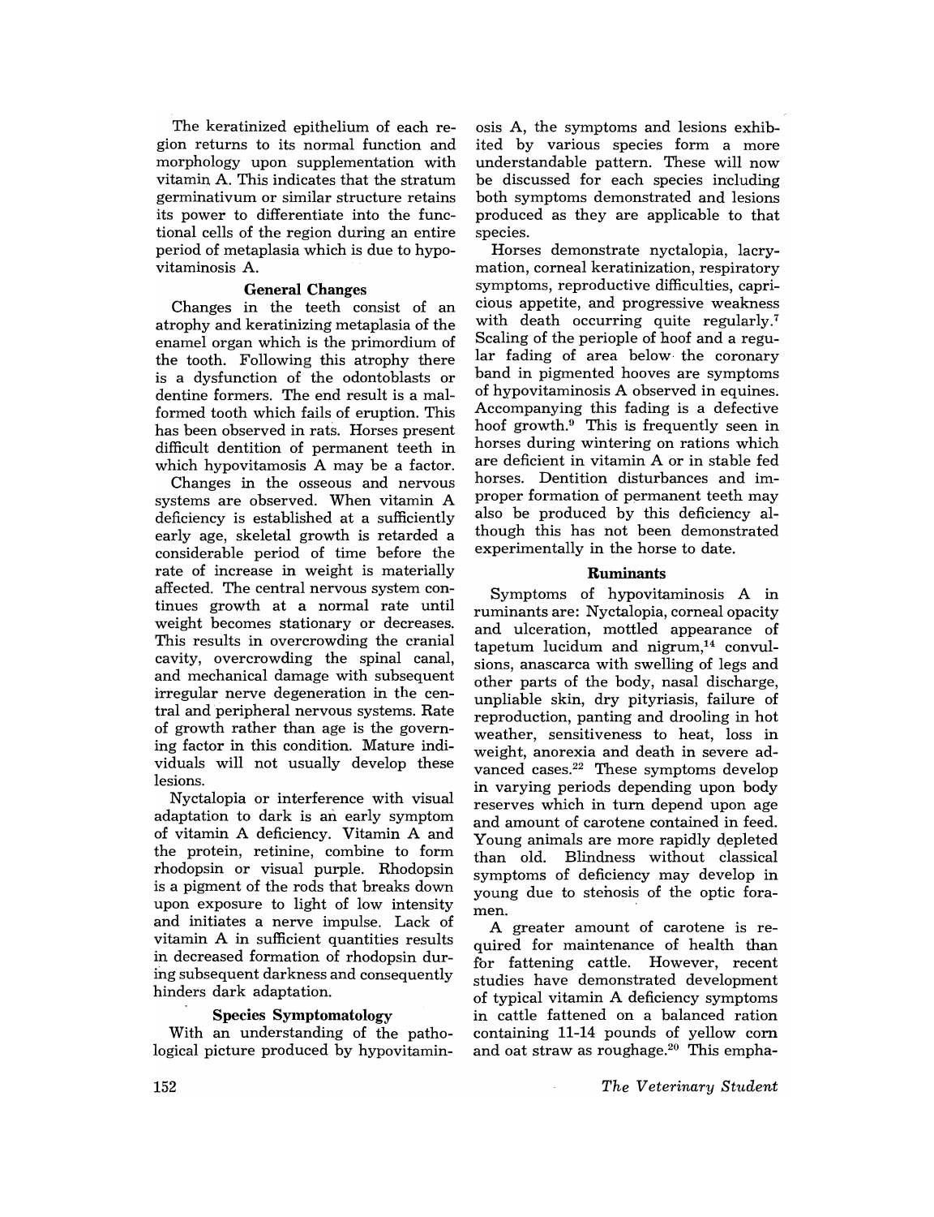The keratinized epithelium of each region returns to its normal function and morphology upon supplementation with vitamin A. This indicates that the stratum germinativum or similar structure retains its power to differentiate into the functional cells of the region during an entire period of metaplasia which is due to hypovitaminosis A.

### General Changes

Changes in the teeth consist of an atrophy and keratinizing metaplasia of the enamel organ which is the primordium of the tooth. Following this atrophy there is a dysfunction of the odontoblasts or dentine formers. The end result is a malformed tooth which fails of eruption. This has been observed in rats. Horses present difficult dentition of permanent teeth in which hypovitamosis A may be a factor.

Changes in the osseous and nervous systems are observed. When vitamin A deficiency is established at a sufficiently early age, skeletal growth is retarded a considerable period of time before the rate of increase in weight is materially affected. The central nervous system continues growth at a normal rate until weight becomes stationary or decreases. This results in overcrowding the cranial cavity, overcrowding the spinal canal, and mechanical damage with subsequent irregular nerve degeneration in the central and peripheral nervous systems. Rate of growth rather than age is the governing factor in this condition. Mature individuals will not usually develop these lesions.

Nyctalopia or interference with visual adaptation to dark is an early symptom of vitamin A deficiency. Vitamin A and the protein, retinine, combine to form rhodopsin or visual purple. Rhodopsin is a pigment of the rods that breaks down upon exposure to light of low intensity and initiates a nerve impulse. Lack of vitamin A in sufficient quantities results in decreased formation of rhodopsin during subsequent darkness and consequently hinders dark adaptation.

### Species Symptomatology

With an understanding of the pathological picture produced by hypovitaminosis A, the symptoms and lesions exhibited by various species form a more understandable pattern. These will now be discussed for each species including both symptoms demonstrated and lesions produced as they are applicable to that species.

Horses demonstrate nyctalopia, lacrymation, corneal keratinization, respiratory symptoms, reproductive difficulties, capricious appetite, and progressive weakness with death occurring quite regularly.[7] Scaling of the periople of hoof and a regular fading of area below the coronary band in pigmented hooves are symptoms of hypovitaminosis A observed in equines. Accompanying this fading is a defective hoof growth.[9] This is frequently seen in horses during wintering on rations which are deficient in vitamin A or in stable fed horses. Dentition disturbances and improper formation of permanent teeth may also be produced by this deficiency although this has not been demonstrated experimentally in the horse to date.

### Ruminants

Symptoms of hypovitaminosis A in ruminants are: Nyctalopia, corneal opacity and ulceration, mottled appearance of tapetum lucidum and nigrum,[14] convulsions, anascarca with swelling of legs and other parts of the body, nasal discharge, unpliable skin, dry pityriasis, failure of reproduction, panting and drooling in hot weather, sensitiveness to heat, loss in weight, anorexia and death in severe advanced cases.[22] These symptoms develop in varying periods depending upon body reserves which in turn depend upon age and amount of carotene contained in feed. Young animals are more rapidly depleted than old. Blindness without classical symptoms of deficiency may develop in young due to stenosis of the optic foramen.

A greater amount of carotene is required for maintenance of health than for fattening cattle. However, recent studies have demonstrated development of typical vitamin A deficiency symptoms in cattle fattened on a balanced ration containing 11-14 pounds of yellow corn and oat straw as roughage.[20] This empha-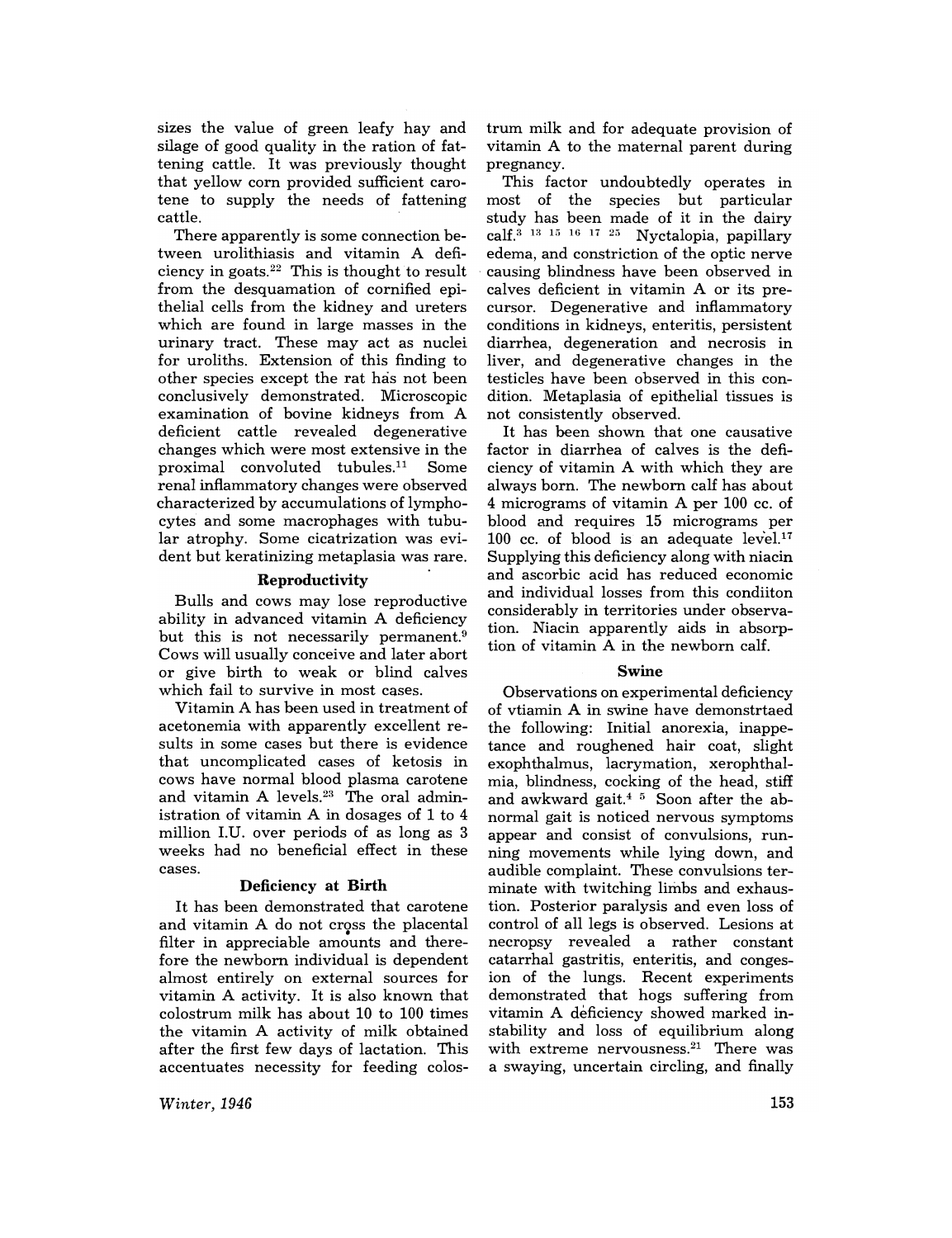sizes the value of green leafy hay and silage of good quality in the ration of fattening cattle. It was previously thought that yellow corn provided sufficient carotene to supply the needs of fattening cattle.

There apparently is some connection between urolithiasis and vitamin A deficiency in goats.[22] This is thought to result from the desquamation of cornified epithelial cells from the kidney and ureters which are found in large masses in the urinary tract. These may act as nuclei for uroliths. Extension of this finding to other species except the rat has not been conclusively demonstrated. Microscopic examination of bovine kidneys from A deficient cattle revealed degenerative changes which were most extensive in the proximal convoluted tubules.[11] Some renal inflammatory changes were observed characterized by accumulations of lymphocytes and some macrophages with tubular atrophy. Some cicatrization was evident but keratinizing metaplasia was rare.

### Reproductivity

Bulls and cows may lose reproductive ability in advanced vitamin A deficiency but this is not necessarily permanent.[9] Cows will usually conceive and later abort or give birth to weak or blind calves which fail to survive in most cases.

Vitamin A has been used in treatment of acetonemia with apparently excellent results in some cases but there is evidence that uncomplicated cases of ketosis in cows have normal blood plasma carotene and vitamin A levels.[23] The oral administration of vitamin A in dosages of 1 to 4 million I.U. over periods of as long as 3 weeks had no beneficial effect in these cases.

### Deficiency at Birth

It has been demonstrated that carotene and vitamin A do not cross the placental filter in appreciable amounts and therefore the newborn individual is dependent almost entirely on external sources for vitamin A activity. It is also known that colostrum milk has about 10 to 100 times the vitamin A activity of milk obtained after the first few days of lactation. This accentuates necessity for feeding colostrum milk and for adequate provision of vitamin A to the maternal parent during pregnancy.

This factor undoubtedly operates in most of the species but particular study has been made of it in the dairy calf.[3, 13, 15, 16, 17, 25] Nyctalopia, papillary edema, and constriction of the optic nerve causing blindness have been observed in calves deficient in vitamin A or its precursor. Degenerative and inflammatory conditions in kidneys, enteritis, persistent diarrhea, degeneration and necrosis in liver, and degenerative changes in the testicles have been observed in this condition. Metaplasia of epithelial tissues is not consistently observed.

It has been shown that one causative factor in diarrhea of calves is the deficiency of vitamin A with which they are always born. The newborn calf has about 4 micrograms of vitamin A per 100 cc. of blood and requires 15 micrograms per 100 cc. of blood is an adequate level.[17] Supplying this deficiency along with niacin and ascorbic acid has reduced economic and individual losses from this condiiton considerably in territories under observation. Niacin apparently aids in absorption of vitamin A in the newborn calf.

### Swine

Observations on experimental deficiency of vtiamin A in swine have demonstrtaed the following: Initial anorexia, inappetance and roughened hair coat, slight exophthalmus, lacrymation, xerophthalmia, blindness, cocking of the head, stiff and awkward gait.[4, 5] Soon after the abnormal gait is noticed nervous symptoms appear and consist of convulsions, running movements while lying down, and audible complaint. These convulsions terminate with twitching limbs and exhaustion. Posterior paralysis and even loss of control of all legs is observed. Lesions at necropsy revealed a rather constant catarrhal gastritis, enteritis, and congestion of the lungs. Recent experiments demonstrated that hogs suffering from vitamin A deficiency showed marked instability and loss of equilibrium along with extreme nervousness.[21] There was a swaying, uncertain circling, and finally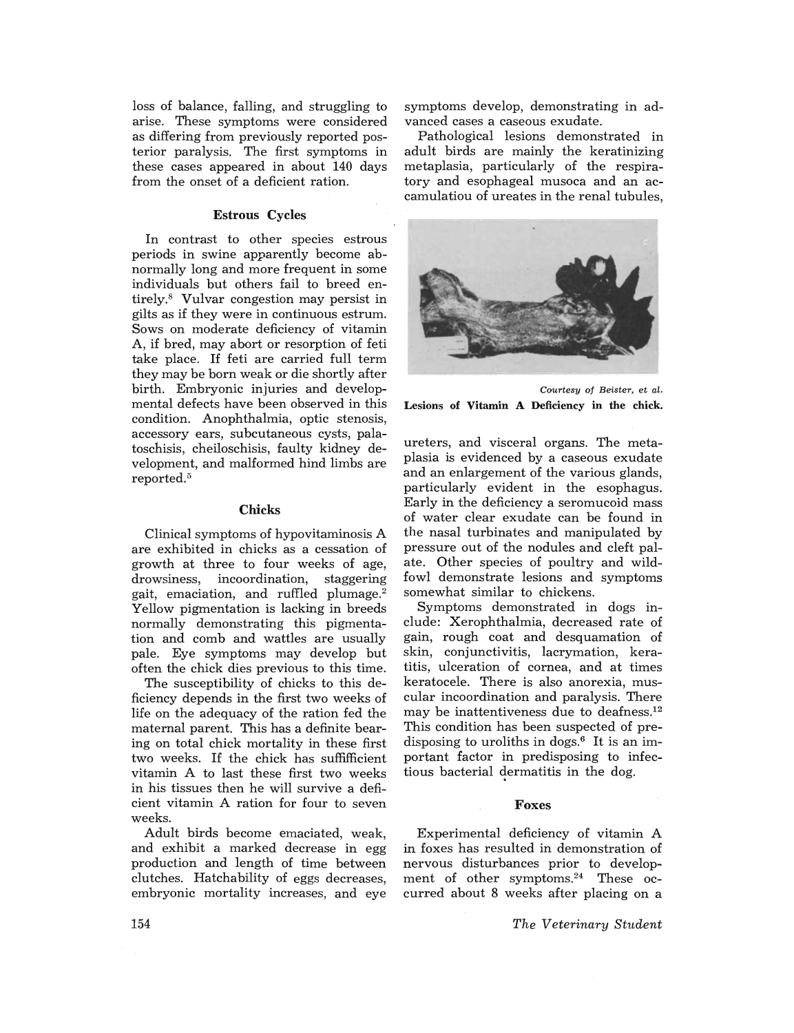loss of balance, falling, and struggling to arise. These symptoms were considered as differing from previously reported posterior paralysis. The first symptoms in these cases appeared in about 140 days from the onset of a deficient ration.

### Estrous Cycles

In contrast to other species estrous periods in swine apparently become abnormally long and more frequent in some individuals but others fail to breed entirely.[8] Vulvar congestion may persist in gilts as if they were in continuous estrum. Sows on moderate deficiency of vitamin A, if bred, may abort or resorption of feti take place. If feti are carried full term they may be born weak or die shortly after birth. Embryonic injuries and developmental defects have been observed in this condition. Anophthalmia, optic stenosis, accessory ears, subcutaneous cysts, palatoschisis, cheiloschisis, faulty kidney development, and malformed hind limbs are reported.[5]

### Chicks

Clinical symptoms of hypovitaminosis A are exhibited in chicks as a cessation of growth at three to four weeks of age, drowsiness, incoordination, staggering gait, emaciation, and ruffled plumage.[2] Yellow pigmentation is lacking in breeds normally demonstrating this pigmentation and comb and wattles are usually pale. Eye symptoms may develop but often the chick dies previous to this time.

The susceptibility of chicks to this deficiency depends in the first two weeks of life on the adequacy of the ration fed the maternal parent. This has a definite bearing on total chick mortality in these first two weeks. If the chick has suffficient vitamin A to last these first two weeks in his tissues then he will survive a deficient vitamin A ration for four to seven weeks.

Adult birds become emaciated, weak, and exhibit a marked decrease in egg production and length of time between clutches. Hatchability of eggs decreases, embryonic mortality increases, and eye symptoms develop, demonstrating in advanced cases a caseous exudate.

Pathological lesions demonstrated in adult birds are mainly the keratinizing metaplasia, particularly of the respiratory and esophageal musoca and an accamulatiou of ureates in the renal tubules, ureters, and visceral organs. The metaplasia is evidenced by a caseous exudate and an enlargement of the various glands, particularly evident in the esophagus. Early in the deficiency a seromucoid mass of water clear exudate can be found in the nasal turbinates and manipulated by pressure out of the nodules and cleft palate. Other species of poultry and wildfowl demonstrate lesions and symptoms somewhat similar to chickens.

*Courtesy of Beister, et al.*

**Lesions of Vitamin A Deficiency in the chick.**

Symptoms demonstrated in dogs include: Xerophthalmia, decreased rate of gain, rough coat and desquamation of skin, conjunctivitis, lacrymation, keratitis, ulceration of cornea, and at times keratocele. There is also anorexia, muscular incoordination and paralysis. There may be inattentiveness due to deafness.[12] This condition has been suspected of predisposing to uroliths in dogs.[6] It is an important factor in predisposing to infectious bacterial dermatitis in the dog.

### Foxes

Experimental deficiency of vitamin A in foxes has resulted in demonstration of nervous disturbances prior to development of other symptoms.[24] These occurred about 8 weeks after placing on a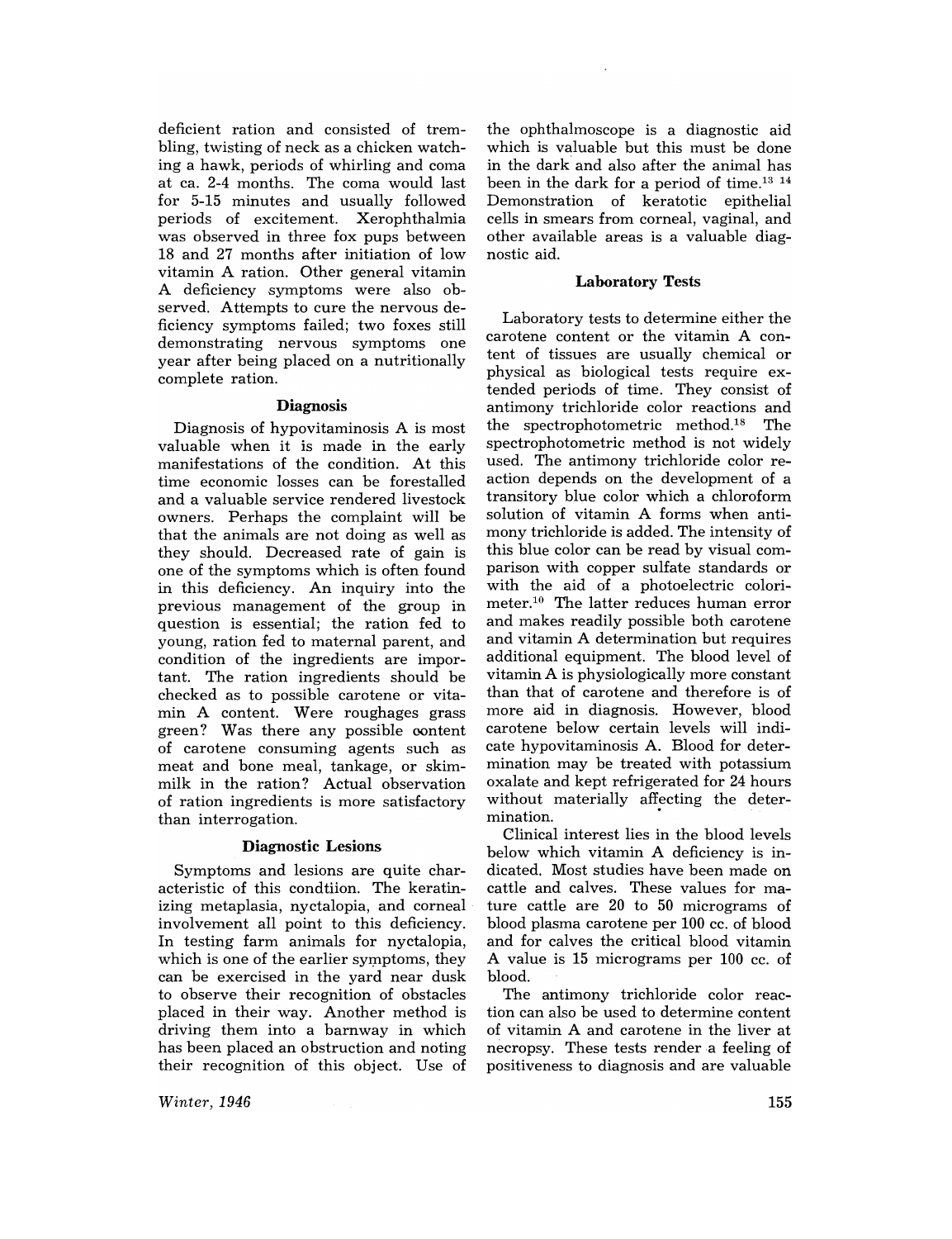deficient ration and consisted of trembling, twisting of neck as a chicken watching a hawk, periods of whirling and coma at ca. 2-4 months. The coma would last for 5-15 minutes and usually followed periods of excitement. Xerophthalmia was observed in three fox pups between 18 and 27 months after initiation of low vitamin A ration. Other general vitamin A deficiency symptoms were also observed. Attempts to cure the nervous deficiency symptoms failed; two foxes still demonstrating nervous symptoms one year after being placed on a nutritionally complete ration.

### Diagnosis

Diagnosis of hypovitaminosis A is most valuable when it is made in the early manifestations of the condition. At this time economic losses can be forestalled and a valuable service rendered livestock owners. Perhaps the complaint will be that the animals are not doing as well as they should. Decreased rate of gain is one of the symptoms which is often found in this deficiency. An inquiry into the previous management of the group in question is essential; the ration fed to young, ration fed to maternal parent, and condition of the ingredients are important. The ration ingredients should be checked as to possible carotene or vitamin A content. Were roughages grass green? Was there any possible content of carotene consuming agents such as meat and bone meal, tankage, or skimmilk in the ration? Actual observation of ration ingredients is more satisfactory than interrogation.

### Diagnostic Lesions

Symptoms and lesions are quite characteristic of this condtiion. The keratinizing metaplasia, nyctalopia, and corneal involvement all point to this deficiency. In testing farm animals for nyctalopia, which is one of the earlier symptoms, they can be exercised in the yard near dusk to observe their recognition of obstacles placed in their way. Another method is driving them into a barnway in which has been placed an obstruction and noting their recognition of this object. Use of the ophthalmoscope is a diagnostic aid which is valuable but this must be done in the dark and also after the animal has been in the dark for a period of time.[13, 14] Demonstration of keratotic epithelial cells in smears from corneal, vaginal, and other available areas is a valuable diagnostic aid.

### Laboratory Tests

Laboratory tests to determine either the carotene content or the vitamin A content of tissues are usually chemical or physical as biological tests require extended periods of time. They consist of antimony trichloride color reactions and the spectrophotometric method.[18] The spectrophotometric method is not widely used. The antimony trichloride color reaction depends on the development of a transitory blue color which a chloroform solution of vitamin A forms when antimony trichloride is added. The intensity of this blue color can be read by visual comparison with copper sulfate standards or with the aid of a photoelectric colorimeter.[10] The latter reduces human error and makes readily possible both carotene and vitamin A determination but requires additional equipment. The blood level of vitamin A is physiologically more constant than that of carotene and therefore is of more aid in diagnosis. However, blood carotene below certain levels will indicate hypovitaminosis A. Blood for determination may be treated with potassium oxalate and kept refrigerated for 24 hours without materially affecting the determination.

Clinical interest lies in the blood levels below which vitamin A deficiency is indicated. Most studies have been made on cattle and calves. These values for mature cattle are 20 to 50 micrograms of blood plasma carotene per 100 cc. of blood and for calves the critical blood vitamin A value is 15 micrograms per 100 cc. of blood.

The antimony trichloride color reaction can also be used to determine content of vitamin A and carotene in the liver at necropsy. These tests render a feeling of positiveness to diagnosis and are valuable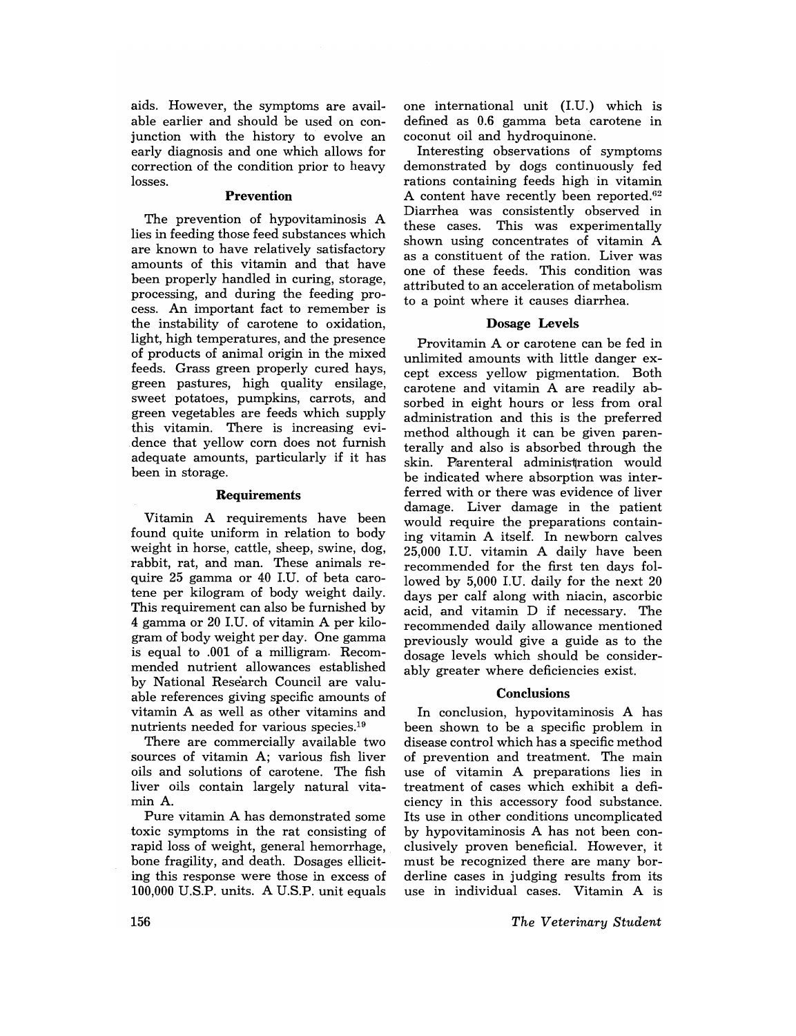aids. However, the symptoms are available earlier and should be used on conjunction with the history to evolve an early diagnosis and one which allows for correction of the condition prior to heavy losses.

### Prevention

The prevention of hypovitaminosis A lies in feeding those feed substances which are known to have relatively satisfactory amounts of this vitamin and that have been properly handled in curing, storage, processing, and during the feeding process. An important fact to remember is the instability of carotene to oxidation, light, high temperatures, and the presence of products of animal origin in the mixed feeds. Grass green properly cured hays, green pastures, high quality ensilage, sweet potatoes, pumpkins, carrots, and green vegetables are feeds which supply this vitamin. There is increasing evidence that yellow corn does not furnish adequate amounts, particularly if it has been in storage.

### Requirements

Vitamin A requirements have been found quite uniform in relation to body weight in horse, cattle, sheep, swine, dog, rabbit, rat, and man. These animals require 25 gamma or 40 I.U. of beta carotene per kilogram of body weight daily. This requirement can also be furnished by 4 gamma or 20 I.U. of vitamin A per kilogram of body weight per day. One gamma is equal to .001 of a milligram. Recommended nutrient allowances established by National Research Council are valuable references giving specific amounts of vitamin A as well as other vitamins and nutrients needed for various species.[19]

There are commercially available two sources of vitamin A; various fish liver oils and solutions of carotene. The fish liver oils contain largely natural vitamin A.

Pure vitamin A has demonstrated some toxic symptoms in the rat consisting of rapid loss of weight, general hemorrhage, bone fragility, and death. Dosages elliciting this response were those in excess of 100,000 U.S.P. units. A U.S.P. unit equals one international unit (I.U.) which is defined as 0.6 gamma beta carotene in coconut oil and hydroquinone.

Interesting observations of symptoms demonstrated by dogs continuously fed rations containing feeds high in vitamin A content have recently been reported.[62] Diarrhea was consistently observed in these cases. This was experimentally shown using concentrates of vitamin A as a constituent of the ration. Liver was one of these feeds. This condition was attributed to an acceleration of metabolism to a point where it causes diarrhea.

### Dosage Levels

Provitamin A or carotene can be fed in unlimited amounts with little danger except excess yellow pigmentation. Both carotene and vitamin A are readily absorbed in eight hours or less from oral administration and this is the preferred method although it can be given parenterally and also is absorbed through the skin. Parenteral administration would be indicated where absorption was interferred with or there was evidence of liver damage. Liver damage in the patient would require the preparations containing vitamin A itself. In newborn calves 25,000 I.U. vitamin A daily have been recommended for the first ten days followed by 5,000 I.U. daily for the next 20 days per calf along with niacin, ascorbic acid, and vitamin D if necessary. The recommended daily allowance mentioned previously would give a guide as to the dosage levels which should be considerably greater where deficiencies exist.

### Conclusions

In conclusion, hypovitaminosis A has been shown to be a specific problem in disease control which has a specific method of prevention and treatment. The main use of vitamin A preparations lies in treatment of cases which exhibit a deficiency in this accessory food substance. Its use in other conditions uncomplicated by hypovitaminosis A has not been conclusively proven beneficial. However, it must be recognized there are many borderline cases in judging results from its use in individual cases. Vitamin A is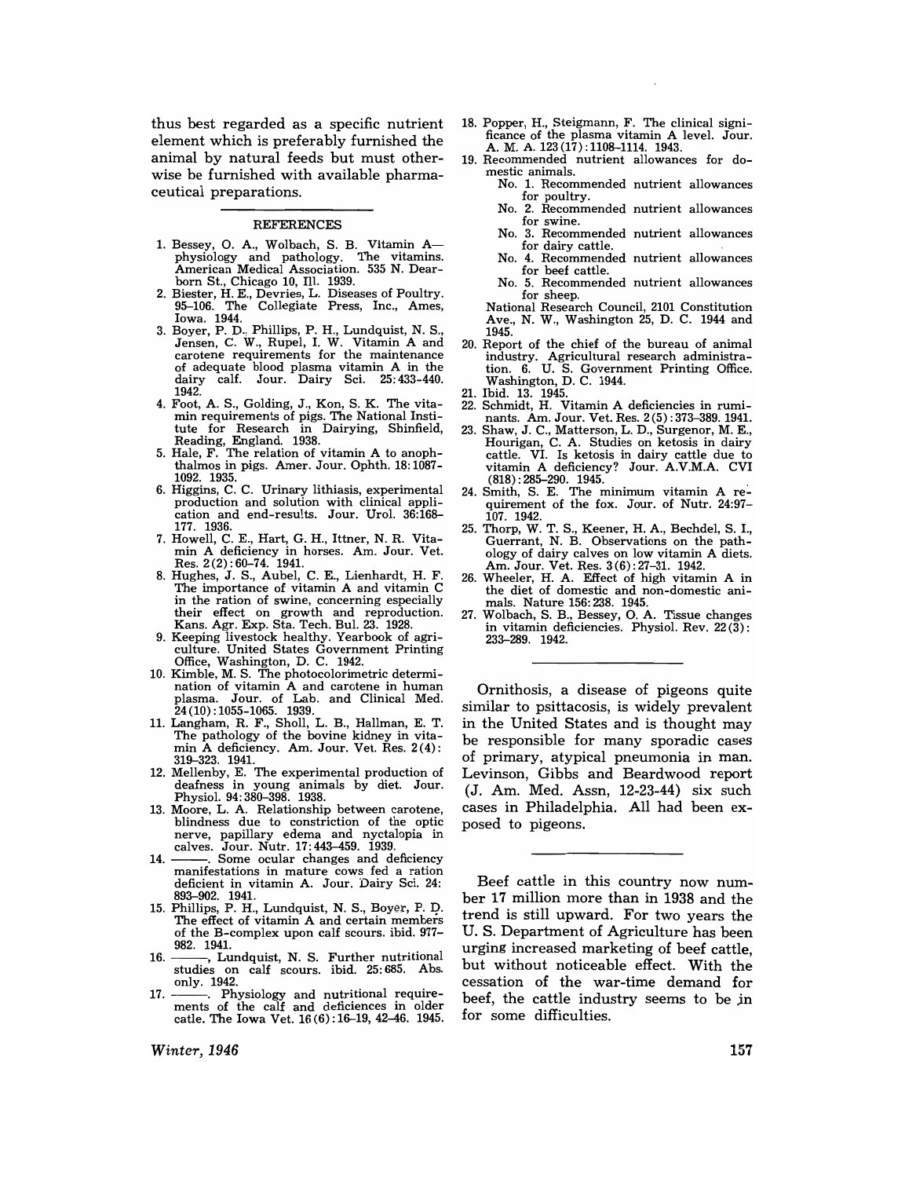thus best regarded as a specific nutrient element which is preferably furnished the animal by natural feeds but must otherwise be furnished with available pharmaceutical preparations.

## REFERENCES

1. Bessey, O. A., Wolbach, S. B. Vitamin A—physiology and pathology. The vitamins. American Medical Association. 535 N. Dearborn St., Chicago 10, Ill. 1939.
2. Biester, H. E., Devries, L. Diseases of Poultry. 95–106. The Collegiate Press, Inc., Ames, Iowa. 1944.
3. Boyer, P. D., Phillips, P. H., Lundquist, N. S., Jensen, C. W., Rupel, I. W. Vitamin A and carotene requirements for the maintenance of adequate blood plasma vitamin A in the dairy calf. Jour. Dairy Sci. 25:433–440. 1942.
4. Foot, A. S., Golding, J., Kon, S. K. The vitamin requirements of pigs. The National Institute for Research in Dairying, Shinfield, Reading, England. 1938.
5. Hale, F. The relation of vitamin A to anophthalmos in pigs. Amer. Jour. Ophth. 18:1087-1092. 1935.
6. Higgins, C. C. Urinary lithiasis, experimental production and solution with clinical application and end-results. Jour. Urol. 36:168–177. 1936.
7. Howell, C. E., Hart, G. H., Ittner, N. R. Vitamin A deficiency in horses. Am. Jour. Vet. Res. 2(2):60–74. 1941.
8. Hughes, J. S., Aubel, C. E., Lienhardt, H. F. The importance of vitamin A and vitamin C in the ration of swine, concerning especially their effect on growth and reproduction. Kans. Agr. Exp. Sta. Tech. Bul. 23. 1928.
9. Keeping livestock healthy. Yearbook of agriculture. United States Government Printing Office, Washington, D. C. 1942.
10. Kimble, M. S. The photocolorimetric determination of vitamin A and carotene in human plasma. Jour. of Lab. and Clinical Med. 24(10):1055–1065. 1939.
11. Langham, R. F., Sholl, L. B., Hallman, E. T. The pathology of the bovine kidney in vitamin A deficiency. Am. Jour. Vet. Res. 2(4): 319–323. 1941.
12. Mellenby, E. The experimental production of deafness in young animals by diet. Jour. Physiol. 94:380–398. 1938.
13. Moore, L. A. Relationship between carotene, blindness due to constriction of the optic nerve, papillary edema and nyctalopia in calves. Jour. Nutr. 17:443–459. 1939.
14. ———. Some ocular changes and deficiency manifestations in mature cows fed a ration deficient in vitamin A. Jour. Dairy Sci. 24: 893–902. 1941.
15. Phillips, P. H., Lundquist, N. S., Boyer, P. D. The effect of vitamin A and certain members of the B-complex upon calf scours. ibid. 977–982. 1941.
16. ———, Lundquist, N. S. Further nutritional studies on calf scours. ibid. 25:685. Abs. only. 1942.
17. ———. Physiology and nutritional requirements of the calf and deficiences in older catle. The Iowa Vet. 16(6):16–19, 42–46. 1945.
18. Popper, H., Steigmann, F. The clinical significance of the plasma vitamin A level. Jour. A. M. A. 123(17):1108–1114. 1943.
19. Recommended nutrient allowances for domestic animals.
    - No. 1. Recommended nutrient allowances for poultry.
    - No. 2. Recommended nutrient allowances for swine.
    - No. 3. Recommended nutrient allowances for dairy cattle.
    - No. 4. Recommended nutrient allowances for beef cattle.
    - No. 5. Recommended nutrient allowances for sheep.

    National Research Council, 2101 Constitution Ave., N. W., Washington 25, D. C. 1944 and 1945.
20. Report of the chief of the bureau of animal industry. Agricultural research administration. 6. U. S. Government Printing Office. Washington, D. C. 1944.
21. Ibid. 13. 1945.
22. Schmidt, H. Vitamin A deficiencies in ruminants. Am. Jour. Vet. Res. 2(5):373–389. 1941.
23. Shaw, J. C., Matterson, L. D., Surgenor, M. E., Hourigan, C. A. Studies on ketosis in dairy cattle. VI. Is ketosis in dairy cattle due to vitamin A deficiency? Jour. A.V.M.A. CVI (818):285–290. 1945.
24. Smith, S. E. The minimum vitamin A requirement of the fox. Jour. of Nutr. 24:97–107. 1942.
25. Thorp, W. T. S., Keener, H. A., Bechdel, S. I., Guerrant, N. B. Observations on the pathology of dairy calves on low vitamin A diets. Am. Jour. Vet. Res. 3(6):27–31. 1942.
26. Wheeler, H. A. Effect of high vitamin A in the diet of domestic and non-domestic animals. Nature 156:238. 1945.
27. Wolbach, S. B., Bessey, O. A. Tissue changes in vitamin deficiencies. Physiol. Rev. 22(3): 233–289. 1942.

---

Ornithosis, a disease of pigeons quite similar to psittacosis, is widely prevalent in the United States and is thought may be responsible for many sporadic cases of primary, atypical pneumonia in man. Levinson, Gibbs and Beardwood report (J. Am. Med. Assn, 12-23-44) six such cases in Philadelphia. All had been exposed to pigeons.

---

Beef cattle in this country now number 17 million more than in 1938 and the trend is still upward. For two years the U. S. Department of Agriculture has been urging increased marketing of beef cattle, but without noticeable effect. With the cessation of the war-time demand for beef, the cattle industry seems to be in for some difficulties.